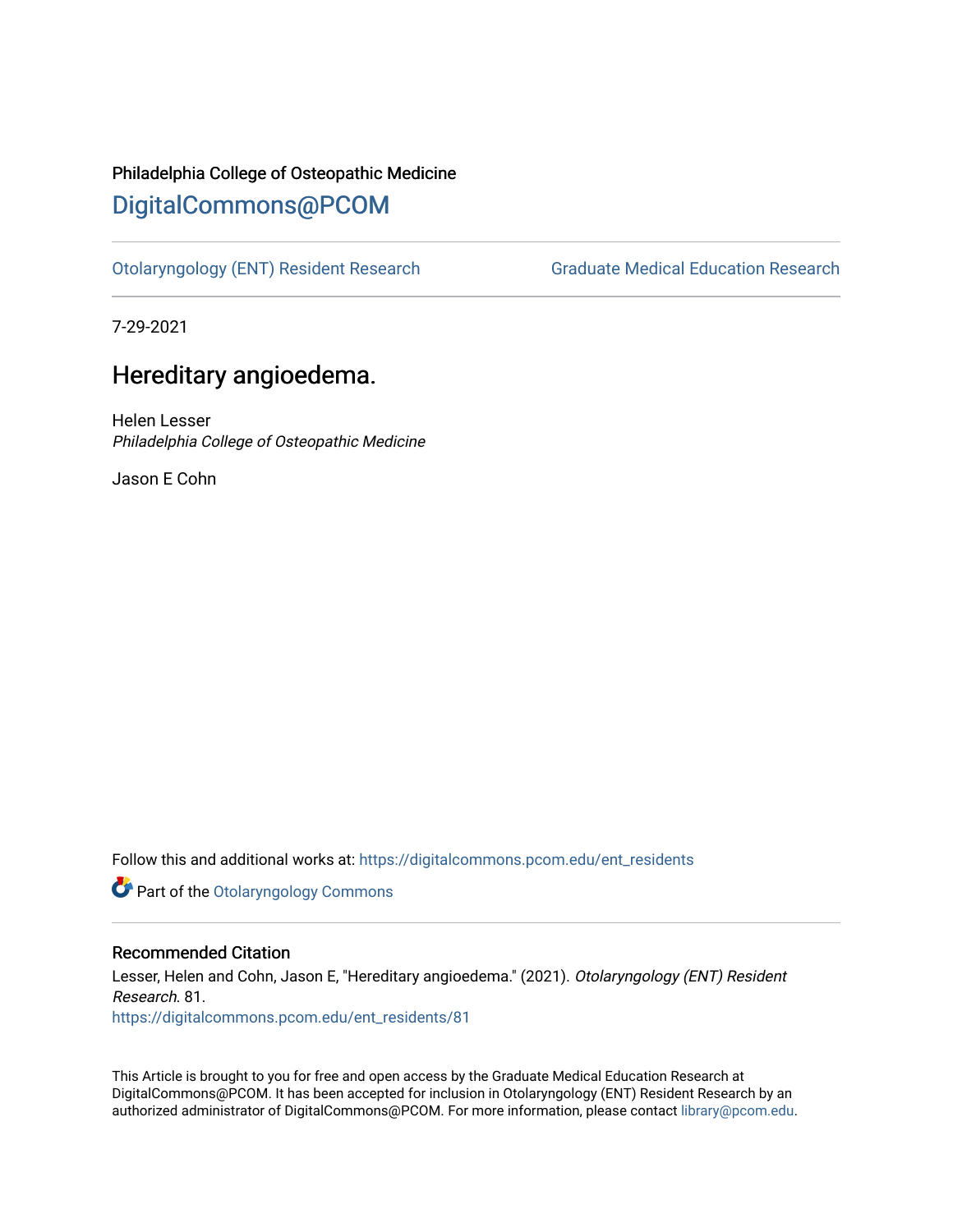Philadelphia College of Osteopathic Medicine

# DigitalCommons@PCOM

Otolaryngology (ENT) Resident Research

Graduate Medical Education Research

7-29-2021

## Hereditary angioedema.

Helen Lesser
*Philadelphia College of Osteopathic Medicine*

Jason E Cohn

Follow this and additional works at: https://digitalcommons.pcom.edu/ent_residents

Part of the Otolaryngology Commons

### Recommended Citation

Lesser, Helen and Cohn, Jason E, "Hereditary angioedema." (2021). *Otolaryngology (ENT) Resident Research*. 81.
https://digitalcommons.pcom.edu/ent_residents/81

This Article is brought to you for free and open access by the Graduate Medical Education Research at DigitalCommons@PCOM. It has been accepted for inclusion in Otolaryngology (ENT) Resident Research by an authorized administrator of DigitalCommons@PCOM. For more information, please contact library@pcom.edu.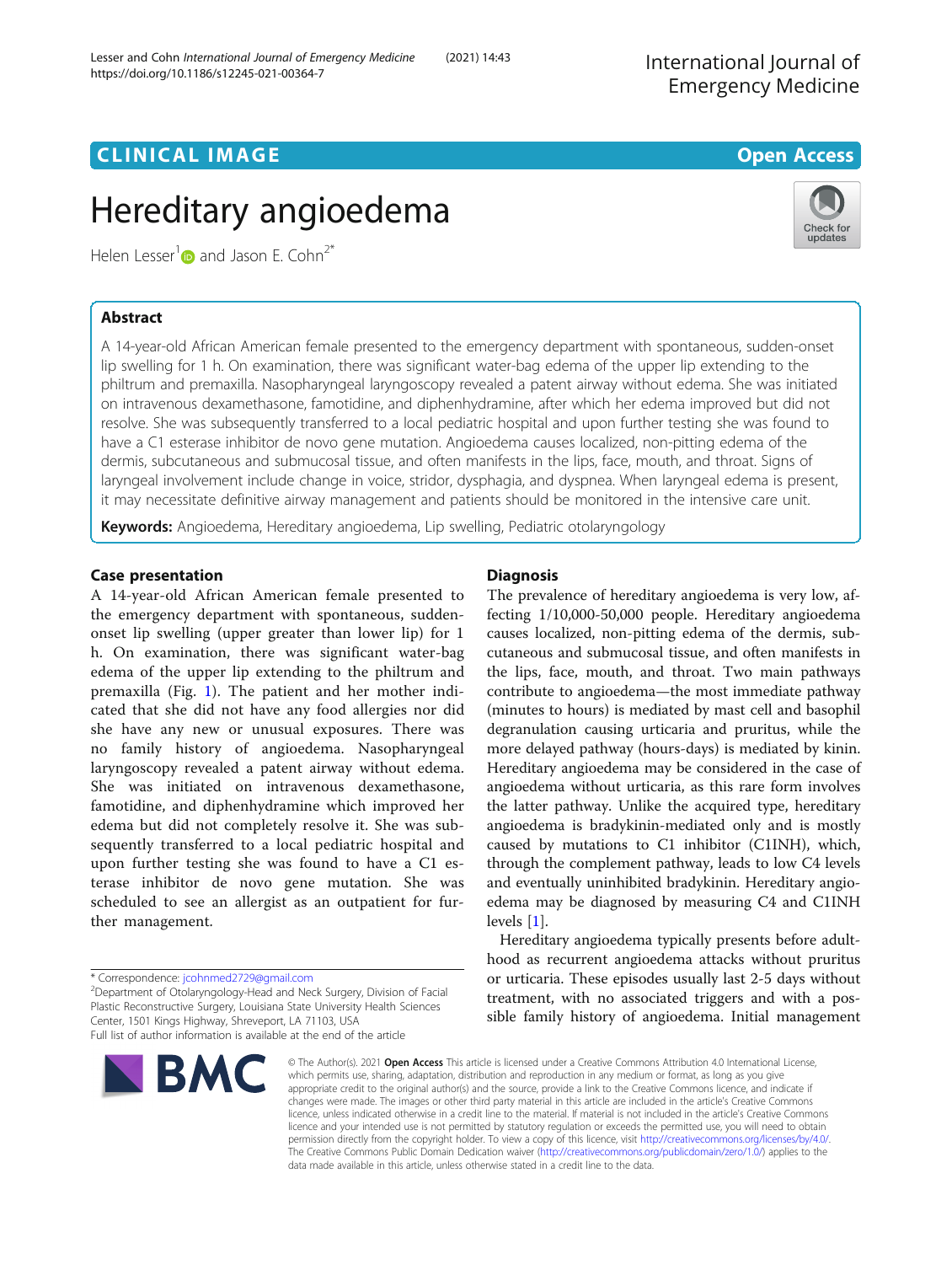# CLINICAL IMAGE

# Hereditary angioedema

Helen Lesser[1] and Jason E. Cohn[2*]

## Abstract

A 14-year-old African American female presented to the emergency department with spontaneous, sudden-onset lip swelling for 1 h. On examination, there was significant water-bag edema of the upper lip extending to the philtrum and premaxilla. Nasopharyngeal laryngoscopy revealed a patent airway without edema. She was initiated on intravenous dexamethasone, famotidine, and diphenhydramine, after which her edema improved but did not resolve. She was subsequently transferred to a local pediatric hospital and upon further testing she was found to have a C1 esterase inhibitor de novo gene mutation. Angioedema causes localized, non-pitting edema of the dermis, subcutaneous and submucosal tissue, and often manifests in the lips, face, mouth, and throat. Signs of laryngeal involvement include change in voice, stridor, dysphagia, and dyspnea. When laryngeal edema is present, it may necessitate definitive airway management and patients should be monitored in the intensive care unit.

**Keywords:** Angioedema, Hereditary angioedema, Lip swelling, Pediatric otolaryngology

## Case presentation

A 14-year-old African American female presented to the emergency department with spontaneous, sudden-onset lip swelling (upper greater than lower lip) for 1 h. On examination, there was significant water-bag edema of the upper lip extending to the philtrum and premaxilla (Fig. 1). The patient and her mother indicated that she did not have any food allergies nor did she have any new or unusual exposures. There was no family history of angioedema. Nasopharyngeal laryngoscopy revealed a patent airway without edema. She was initiated on intravenous dexamethasone, famotidine, and diphenhydramine which improved her edema but did not completely resolve it. She was subsequently transferred to a local pediatric hospital and upon further testing she was found to have a C1 esterase inhibitor de novo gene mutation. She was scheduled to see an allergist as an outpatient for further management.

\* Correspondence: jcohnmed2729@gmail.com
[2]Department of Otolaryngology-Head and Neck Surgery, Division of Facial Plastic Reconstructive Surgery, Louisiana State University Health Sciences Center, 1501 Kings Highway, Shreveport, LA 71103, USA
Full list of author information is available at the end of the article

## Diagnosis

The prevalence of hereditary angioedema is very low, affecting 1/10,000-50,000 people. Hereditary angioedema causes localized, non-pitting edema of the dermis, subcutaneous and submucosal tissue, and often manifests in the lips, face, mouth, and throat. Two main pathways contribute to angioedema—the most immediate pathway (minutes to hours) is mediated by mast cell and basophil degranulation causing urticaria and pruritus, while the more delayed pathway (hours-days) is mediated by kinin. Hereditary angioedema may be considered in the case of angioedema without urticaria, as this rare form involves the latter pathway. Unlike the acquired type, hereditary angioedema is bradykinin-mediated only and is mostly caused by mutations to C1 inhibitor (C1INH), which, through the complement pathway, leads to low C4 levels and eventually uninhibited bradykinin. Hereditary angioedema may be diagnosed by measuring C4 and C1INH levels [1].

Hereditary angioedema typically presents before adulthood as recurrent angioedema attacks without pruritus or urticaria. These episodes usually last 2-5 days without treatment, with no associated triggers and with a possible family history of angioedema. Initial management

© The Author(s). 2021 **Open Access** This article is licensed under a Creative Commons Attribution 4.0 International License, which permits use, sharing, adaptation, distribution and reproduction in any medium or format, as long as you give appropriate credit to the original author(s) and the source, provide a link to the Creative Commons licence, and indicate if changes were made. The images or other third party material in this article are included in the article's Creative Commons licence, unless indicated otherwise in a credit line to the material. If material is not included in the article's Creative Commons licence and your intended use is not permitted by statutory regulation or exceeds the permitted use, you will need to obtain permission directly from the copyright holder. To view a copy of this licence, visit http://creativecommons.org/licenses/by/4.0/. The Creative Commons Public Domain Dedication waiver (http://creativecommons.org/publicdomain/zero/1.0/) applies to the data made available in this article, unless otherwise stated in a credit line to the data.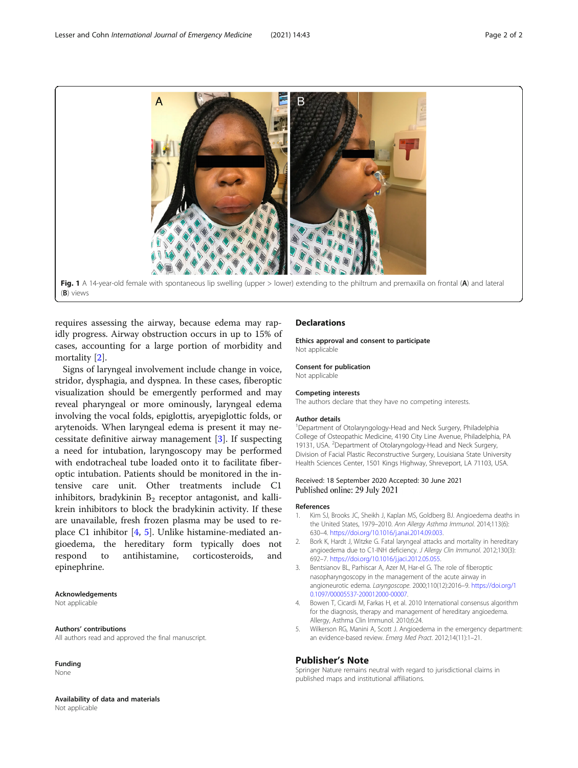Fig. 1 A 14-year-old female with spontaneous lip swelling (upper > lower) extending to the philtrum and premaxilla on frontal (**A**) and lateral (**B**) views

requires assessing the airway, because edema may rapidly progress. Airway obstruction occurs in up to 15% of cases, accounting for a large portion of morbidity and mortality [2].

Signs of laryngeal involvement include change in voice, stridor, dysphagia, and dyspnea. In these cases, fiberoptic visualization should be emergently performed and may reveal pharyngeal or more ominously, laryngeal edema involving the vocal folds, epiglottis, aryepiglottic folds, or arytenoids. When laryngeal edema is present it may necessitate definitive airway management [3]. If suspecting a need for intubation, laryngoscopy may be performed with endotracheal tube loaded onto it to facilitate fiberoptic intubation. Patients should be monitored in the intensive care unit. Other treatments include C1 inhibitors, bradykinin $B_2$ receptor antagonist, and kallikrein inhibitors to block the bradykinin activity. If these are unavailable, fresh frozen plasma may be used to replace C1 inhibitor [4, 5]. Unlike histamine-mediated angioedema, the hereditary form typically does not respond to antihistamine, corticosteroids, and epinephrine.

### Acknowledgements
Not applicable

### Authors' contributions
All authors read and approved the final manuscript.

### Funding
None

### Availability of data and materials
Not applicable

## Declarations

### Ethics approval and consent to participate
Not applicable

### Consent for publication
Not applicable

### Competing interests
The authors declare that they have no competing interests.

### Author details
[1]Department of Otolaryngology-Head and Neck Surgery, Philadelphia College of Osteopathic Medicine, 4190 City Line Avenue, Philadelphia, PA 19131, USA. [2]Department of Otolaryngology-Head and Neck Surgery, Division of Facial Plastic Reconstructive Surgery, Louisiana State University Health Sciences Center, 1501 Kings Highway, Shreveport, LA 71103, USA.

Received: 18 September 2020 Accepted: 30 June 2021
Published online: 29 July 2021

### References
1. Kim SJ, Brooks JC, Sheikh J, Kaplan MS, Goldberg BJ. Angioedema deaths in the United States, 1979–2010. *Ann Allergy Asthma Immunol*. 2014;113(6):630–4. https://doi.org/10.1016/j.anai.2014.09.003.
2. Bork K, Hardt J, Witzke G. Fatal laryngeal attacks and mortality in hereditary angioedema due to C1-INH deficiency. *J Allergy Clin Immunol*. 2012;130(3):692–7. https://doi.org/10.1016/j.jaci.2012.05.055.
3. Bentsianov BL, Parhiscar A, Azer M, Har-el G. The role of fiberoptic nasopharyngoscopy in the management of the acute airway in angioneurotic edema. *Laryngoscope*. 2000;110(12):2016–9. https://doi.org/10.1097/00005537-200012000-00007.
4. Bowen T, Cicardi M, Farkas H, et al. 2010 International consensus algorithm for the diagnosis, therapy and management of hereditary angioedema. Allergy, Asthma Clin Immunol. 2010;6:24.
5. Wilkerson RG, Manini A, Scott J. Angioedema in the emergency department: an evidence-based review. *Emerg Med Pract*. 2012;14(11):1–21.

## Publisher's Note
Springer Nature remains neutral with regard to jurisdictional claims in published maps and institutional affiliations.